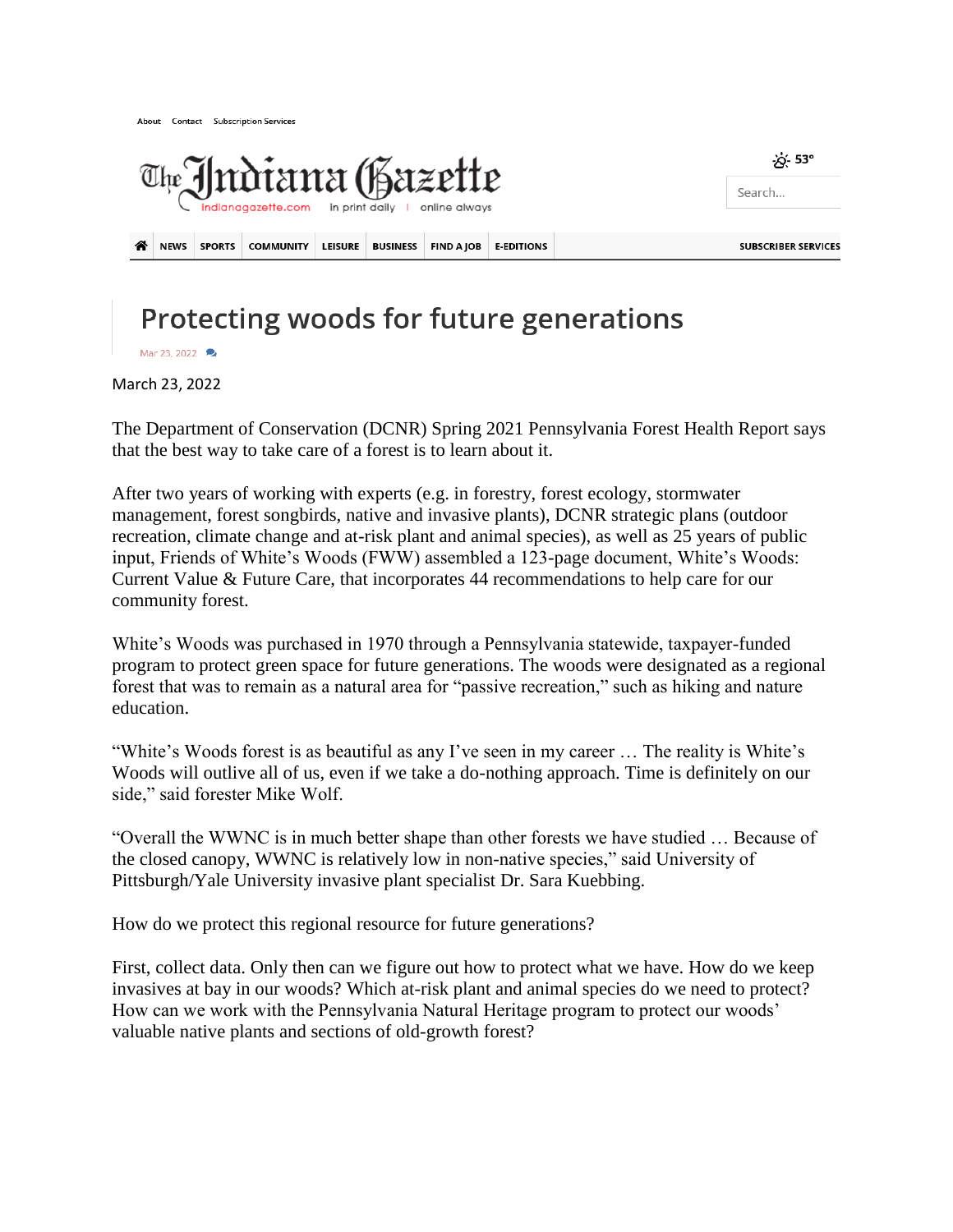# Protecting woods for future generations

Mar 23, 2022

March 23, 2022

The Department of Conservation (DCNR) Spring 2021 Pennsylvania Forest Health Report says that the best way to take care of a forest is to learn about it.

After two years of working with experts (e.g. in forestry, forest ecology, stormwater management, forest songbirds, native and invasive plants), DCNR strategic plans (outdoor recreation, climate change and at-risk plant and animal species), as well as 25 years of public input, Friends of White's Woods (FWW) assembled a 123-page document, White's Woods: Current Value & Future Care, that incorporates 44 recommendations to help care for our community forest.

White's Woods was purchased in 1970 through a Pennsylvania statewide, taxpayer-funded program to protect green space for future generations. The woods were designated as a regional forest that was to remain as a natural area for "passive recreation," such as hiking and nature education.

"White's Woods forest is as beautiful as any I've seen in my career … The reality is White's Woods will outlive all of us, even if we take a do-nothing approach. Time is definitely on our side," said forester Mike Wolf.

"Overall the WWNC is in much better shape than other forests we have studied … Because of the closed canopy, WWNC is relatively low in non-native species," said University of Pittsburgh/Yale University invasive plant specialist Dr. Sara Kuebbing.

How do we protect this regional resource for future generations?

First, collect data. Only then can we figure out how to protect what we have. How do we keep invasives at bay in our woods? Which at-risk plant and animal species do we need to protect? How can we work with the Pennsylvania Natural Heritage program to protect our woods' valuable native plants and sections of old-growth forest?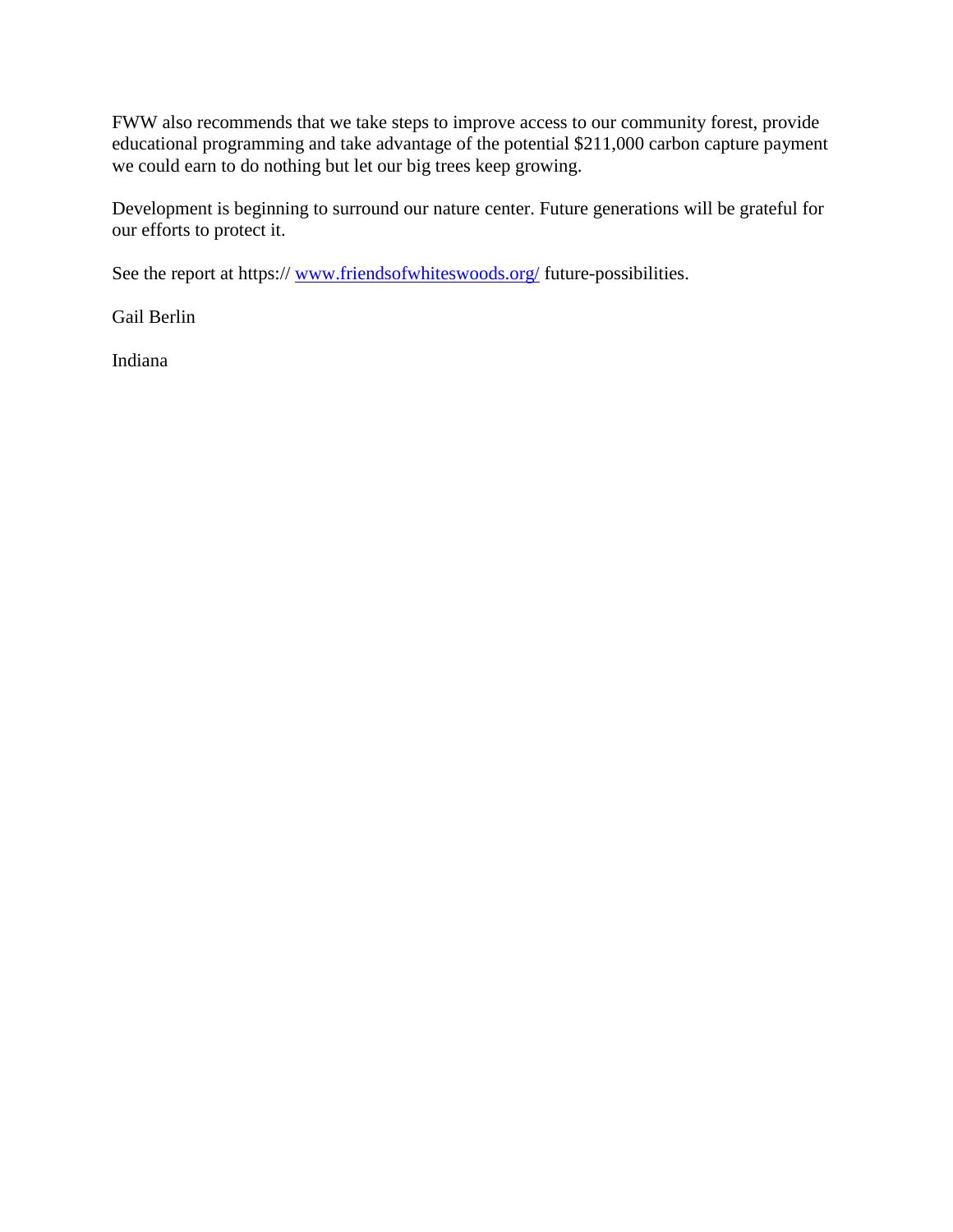FWW also recommends that we take steps to improve access to our community forest, provide educational programming and take advantage of the potential $211,000 carbon capture payment we could earn to do nothing but let our big trees keep growing.

Development is beginning to surround our nature center. Future generations will be grateful for our efforts to protect it.

See the report at https:// www.friendsofwhiteswoods.org/ future-possibilities.

Gail Berlin

Indiana